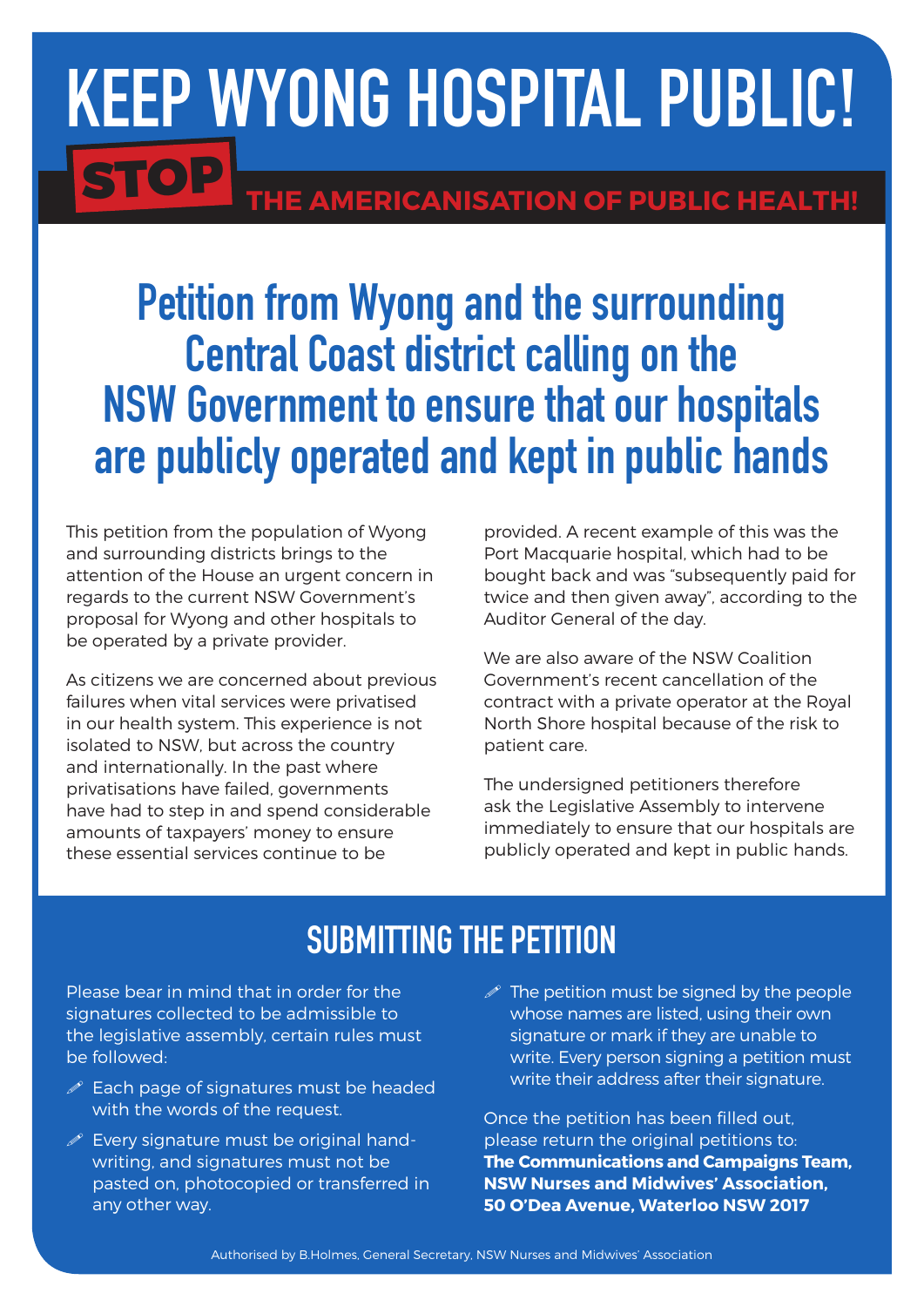# KEEP WYONG HOSPITAL PUBLIC!

**STOP** THE AMERICANISATION OF PUBLIC HEALTH!

## Petition from Wyong and the surrounding Central Coast district calling on the NSW Government to ensure that our hospitals are publicly operated and kept in public hands

This petition from the population of Wyong and surrounding districts brings to the attention of the House an urgent concern in regards to the current NSW Government's proposal for Wyong and other hospitals to be operated by a private provider.

As citizens we are concerned about previous failures when vital services were privatised in our health system. This experience is not isolated to NSW, but across the country and internationally. In the past where privatisations have failed, governments have had to step in and spend considerable amounts of taxpayers' money to ensure these essential services continue to be provided. A recent example of this was the Port Macquarie hospital, which had to be bought back and was "subsequently paid for twice and then given away", according to the Auditor General of the day.

We are also aware of the NSW Coalition Government's recent cancellation of the contract with a private operator at the Royal North Shore hospital because of the risk to patient care.

The undersigned petitioners therefore ask the Legislative Assembly to intervene immediately to ensure that our hospitals are publicly operated and kept in public hands.

## SUBMITTING THE PETITION

Please bear in mind that in order for the signatures collected to be admissible to the legislative assembly, certain rules must be followed:

- Each page of signatures must be headed with the words of the request.
- Every signature must be original hand-writing, and signatures must not be pasted on, photocopied or transferred in any other way.
- The petition must be signed by the people whose names are listed, using their own signature or mark if they are unable to write. Every person signing a petition must write their address after their signature.

Once the petition has been filled out, please return the original petitions to:
**The Communications and Campaigns Team, NSW Nurses and Midwives' Association, 50 O'Dea Avenue, Waterloo NSW 2017**

Authorised by B.Holmes, General Secretary, NSW Nurses and Midwives' Association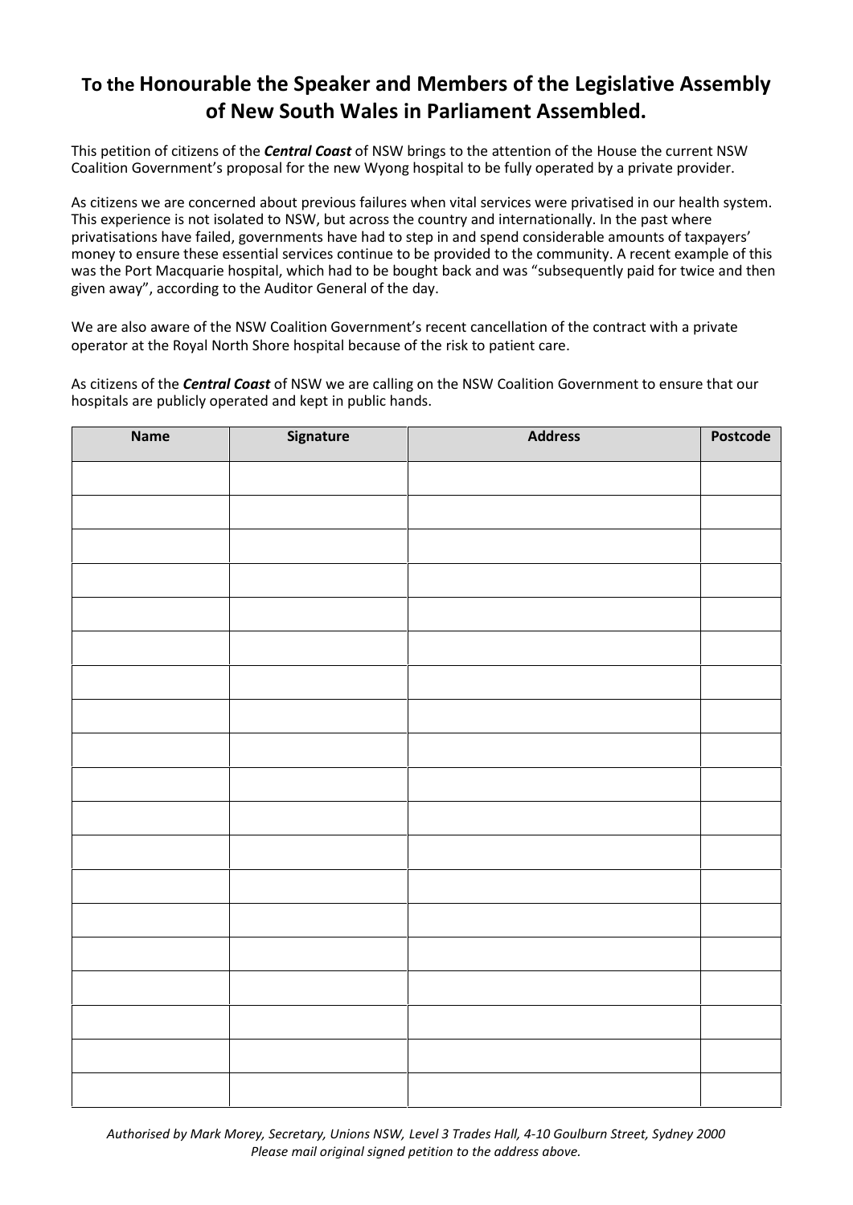# To the Honourable the Speaker and Members of the Legislative Assembly of New South Wales in Parliament Assembled.

This petition of citizens of the ***Central Coast*** of NSW brings to the attention of the House the current NSW Coalition Government's proposal for the new Wyong hospital to be fully operated by a private provider.

As citizens we are concerned about previous failures when vital services were privatised in our health system. This experience is not isolated to NSW, but across the country and internationally. In the past where privatisations have failed, governments have had to step in and spend considerable amounts of taxpayers' money to ensure these essential services continue to be provided to the community. A recent example of this was the Port Macquarie hospital, which had to be bought back and was "subsequently paid for twice and then given away", according to the Auditor General of the day.

We are also aware of the NSW Coalition Government's recent cancellation of the contract with a private operator at the Royal North Shore hospital because of the risk to patient care.

As citizens of the ***Central Coast*** of NSW we are calling on the NSW Coalition Government to ensure that our hospitals are publicly operated and kept in public hands.

| Name | Signature | Address | Postcode |
| --- | --- | --- | --- |
| | | | |
| | | | |
| | | | |
| | | | |
| | | | |
| | | | |
| | | | |
| | | | |
| | | | |
| | | | |
| | | | |
| | | | |
| | | | |
| | | | |
| | | | |
| | | | |
| | | | |
| | | | |
| | | | |

*Authorised by Mark Morey, Secretary, Unions NSW, Level 3 Trades Hall, 4-10 Goulburn Street, Sydney 2000*
*Please mail original signed petition to the address above.*